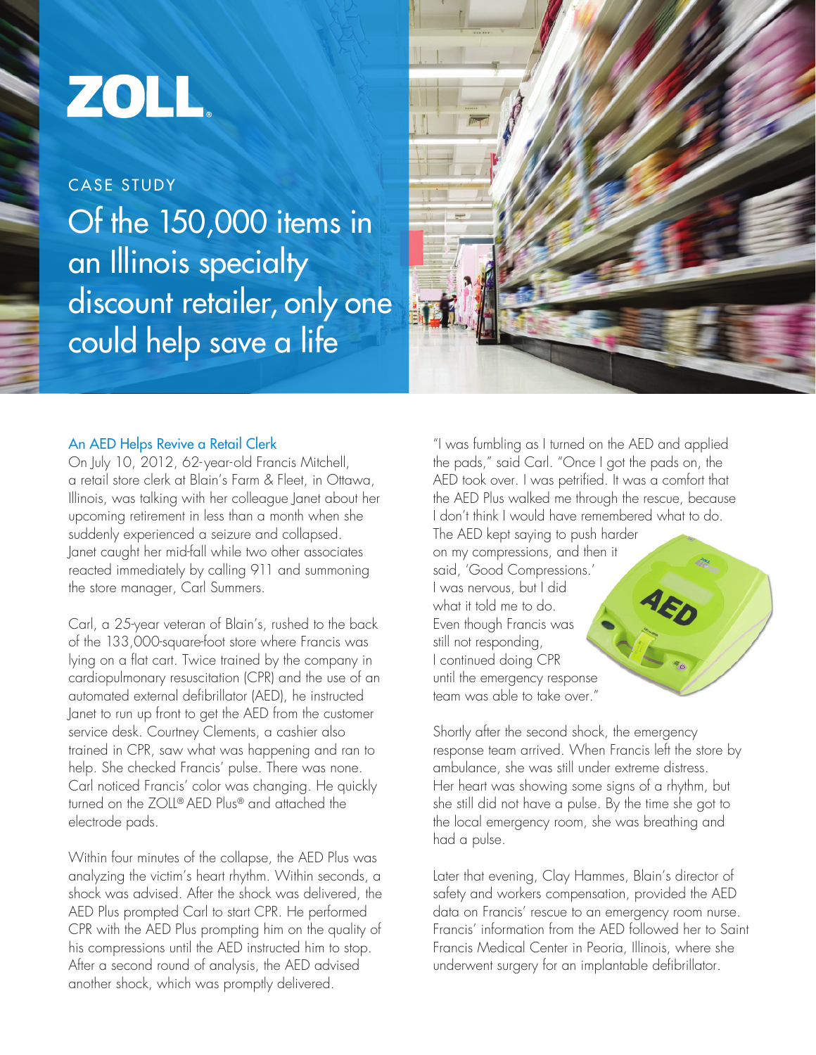ZOLL

CASE STUDY

# Of the 150,000 items in an Illinois specialty discount retailer, only one could help save a life

## An AED Helps Revive a Retail Clerk

On July 10, 2012, 62-year-old Francis Mitchell, a retail store clerk at Blain's Farm & Fleet, in Ottawa, Illinois, was talking with her colleague Janet about her upcoming retirement in less than a month when she suddenly experienced a seizure and collapsed. Janet caught her mid-fall while two other associates reacted immediately by calling 911 and summoning the store manager, Carl Summers.

Carl, a 25-year veteran of Blain's, rushed to the back of the 133,000-square-foot store where Francis was lying on a flat cart. Twice trained by the company in cardiopulmonary resuscitation (CPR) and the use of an automated external defibrillator (AED), he instructed Janet to run up front to get the AED from the customer service desk. Courtney Clements, a cashier also trained in CPR, saw what was happening and ran to help. She checked Francis' pulse. There was none. Carl noticed Francis' color was changing. He quickly turned on the ZOLL® AED Plus® and attached the electrode pads.

Within four minutes of the collapse, the AED Plus was analyzing the victim's heart rhythm. Within seconds, a shock was advised. After the shock was delivered, the AED Plus prompted Carl to start CPR. He performed CPR with the AED Plus prompting him on the quality of his compressions until the AED instructed him to stop. After a second round of analysis, the AED advised another shock, which was promptly delivered.

"I was fumbling as I turned on the AED and applied the pads," said Carl. "Once I got the pads on, the AED took over. I was petrified. It was a comfort that the AED Plus walked me through the rescue, because I don't think I would have remembered what to do. The AED kept saying to push harder on my compressions, and then it said, 'Good Compressions.' I was nervous, but I did what it told me to do. Even though Francis was still not responding, I continued doing CPR until the emergency response team was able to take over."

Shortly after the second shock, the emergency response team arrived. When Francis left the store by ambulance, she was still under extreme distress. Her heart was showing some signs of a rhythm, but she still did not have a pulse. By the time she got to the local emergency room, she was breathing and had a pulse.

Later that evening, Clay Hammes, Blain's director of safety and workers compensation, provided the AED data on Francis' rescue to an emergency room nurse. Francis' information from the AED followed her to Saint Francis Medical Center in Peoria, Illinois, where she underwent surgery for an implantable defibrillator.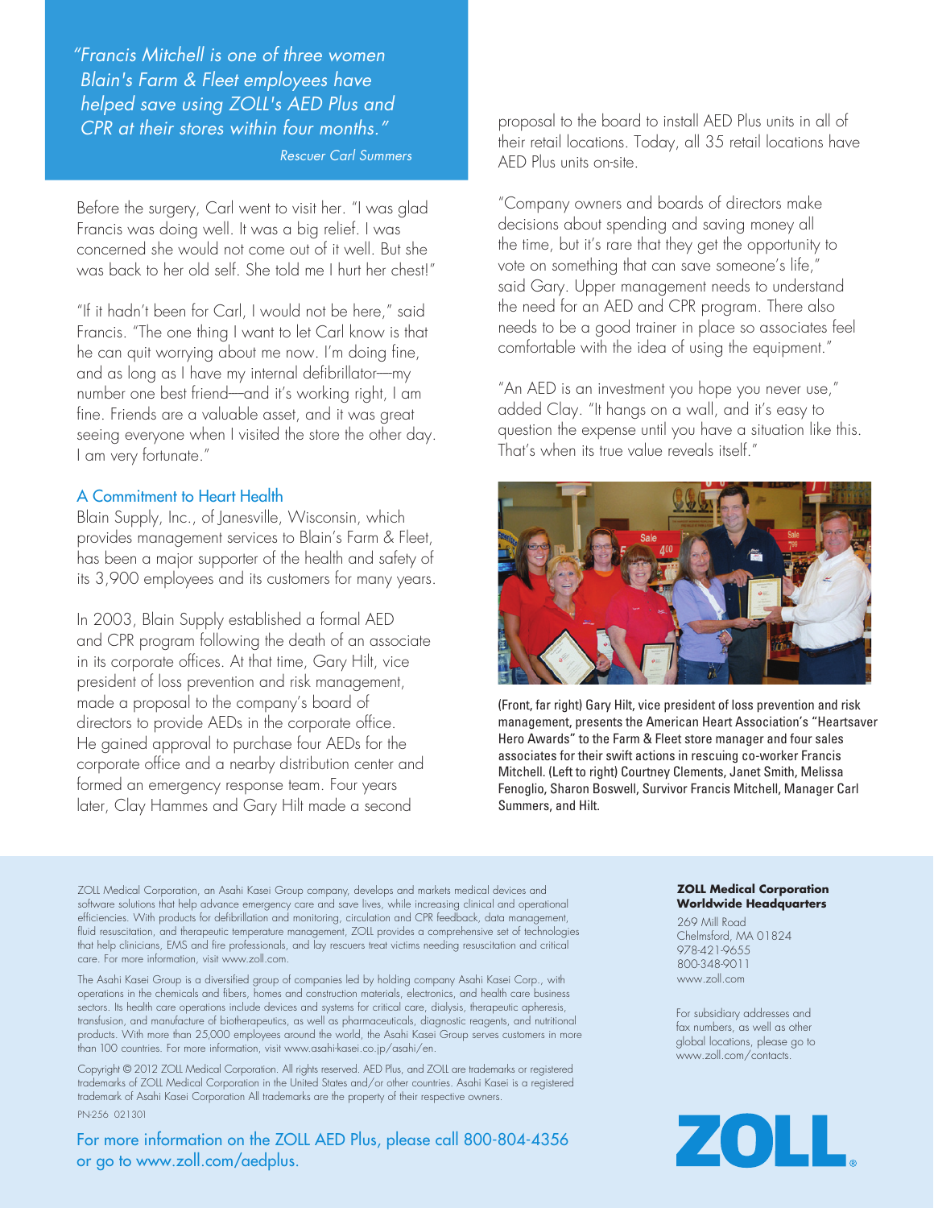*"Francis Mitchell is one of three women Blain's Farm & Fleet employees have helped save using ZOLL's AED Plus and CPR at their stores within four months."*

*Rescuer Carl Summers*

Before the surgery, Carl went to visit her. "I was glad Francis was doing well. It was a big relief. I was concerned she would not come out of it well. But she was back to her old self. She told me I hurt her chest!"

"If it hadn't been for Carl, I would not be here," said Francis. "The one thing I want to let Carl know is that he can quit worrying about me now. I'm doing fine, and as long as I have my internal defibrillator—my number one best friend—and it's working right, I am fine. Friends are a valuable asset, and it was great seeing everyone when I visited the store the other day. I am very fortunate."

## A Commitment to Heart Health

Blain Supply, Inc., of Janesville, Wisconsin, which provides management services to Blain's Farm & Fleet, has been a major supporter of the health and safety of its 3,900 employees and its customers for many years.

In 2003, Blain Supply established a formal AED and CPR program following the death of an associate in its corporate offices. At that time, Gary Hilt, vice president of loss prevention and risk management, made a proposal to the company's board of directors to provide AEDs in the corporate office. He gained approval to purchase four AEDs for the corporate office and a nearby distribution center and formed an emergency response team. Four years later, Clay Hammes and Gary Hilt made a second proposal to the board to install AED Plus units in all of their retail locations. Today, all 35 retail locations have AED Plus units on-site.

"Company owners and boards of directors make decisions about spending and saving money all the time, but it's rare that they get the opportunity to vote on something that can save someone's life," said Gary. Upper management needs to understand the need for an AED and CPR program. There also needs to be a good trainer in place so associates feel comfortable with the idea of using the equipment."

"An AED is an investment you hope you never use," added Clay. "It hangs on a wall, and it's easy to question the expense until you have a situation like this. That's when its true value reveals itself."

(Front, far right) Gary Hilt, vice president of loss prevention and risk management, presents the American Heart Association's "Heartsaver Hero Awards" to the Farm & Fleet store manager and four sales associates for their swift actions in rescuing co-worker Francis Mitchell. (Left to right) Courtney Clements, Janet Smith, Melissa Fenoglio, Sharon Boswell, Survivor Francis Mitchell, Manager Carl Summers, and Hilt.

ZOLL Medical Corporation, an Asahi Kasei Group company, develops and markets medical devices and software solutions that help advance emergency care and save lives, while increasing clinical and operational efficiencies. With products for defibrillation and monitoring, circulation and CPR feedback, data management, fluid resuscitation, and therapeutic temperature management, ZOLL provides a comprehensive set of technologies that help clinicians, EMS and fire professionals, and lay rescuers treat victims needing resuscitation and critical care. For more information, visit www.zoll.com.

The Asahi Kasei Group is a diversified group of companies led by holding company Asahi Kasei Corp., with operations in the chemicals and fibers, homes and construction materials, electronics, and health care business sectors. Its health care operations include devices and systems for critical care, dialysis, therapeutic apheresis, transfusion, and manufacture of biotherapeutics, as well as pharmaceuticals, diagnostic reagents, and nutritional products. With more than 25,000 employees around the world, the Asahi Kasei Group serves customers in more than 100 countries. For more information, visit www.asahi-kasei.co.jp/asahi/en.

Copyright © 2012 ZOLL Medical Corporation. All rights reserved. AED Plus, and ZOLL are trademarks or registered trademarks of ZOLL Medical Corporation in the United States and/or other countries. Asahi Kasei is a registered trademark of Asahi Kasei Corporation All trademarks are the property of their respective owners.

PN-256 021301

For more information on the ZOLL AED Plus, please call 800-804-4356 or go to www.zoll.com/aedplus.

**ZOLL Medical Corporation**
**Worldwide Headquarters**

269 Mill Road
Chelmsford, MA 01824
978-421-9655
800-348-9011
www.zoll.com

For subsidiary addresses and fax numbers, as well as other global locations, please go to www.zoll.com/contacts.

ZOLL